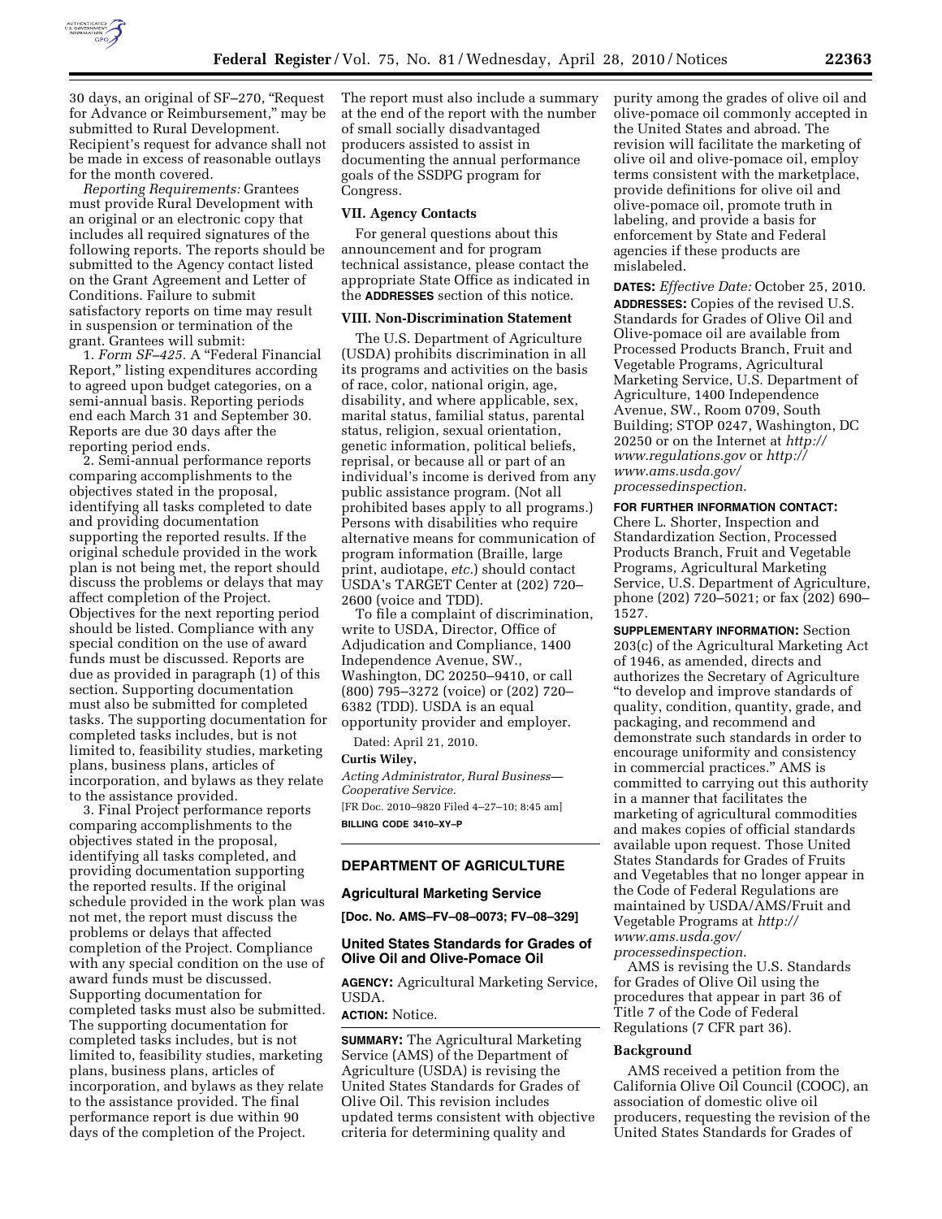30 days, an original of SF–270, "Request for Advance or Reimbursement," may be submitted to Rural Development. Recipient's request for advance shall not be made in excess of reasonable outlays for the month covered.

*Reporting Requirements:* Grantees must provide Rural Development with an original or an electronic copy that includes all required signatures of the following reports. The reports should be submitted to the Agency contact listed on the Grant Agreement and Letter of Conditions. Failure to submit satisfactory reports on time may result in suspension or termination of the grant. Grantees will submit:

1. *Form SF–425.* A "Federal Financial Report," listing expenditures according to agreed upon budget categories, on a semi-annual basis. Reporting periods end each March 31 and September 30. Reports are due 30 days after the reporting period ends.

2. Semi-annual performance reports comparing accomplishments to the objectives stated in the proposal, identifying all tasks completed to date and providing documentation supporting the reported results. If the original schedule provided in the work plan is not being met, the report should discuss the problems or delays that may affect completion of the Project. Objectives for the next reporting period should be listed. Compliance with any special condition on the use of award funds must be discussed. Reports are due as provided in paragraph (1) of this section. Supporting documentation must also be submitted for completed tasks. The supporting documentation for completed tasks includes, but is not limited to, feasibility studies, marketing plans, business plans, articles of incorporation, and bylaws as they relate to the assistance provided.

3. Final Project performance reports comparing accomplishments to the objectives stated in the proposal, identifying all tasks completed, and providing documentation supporting the reported results. If the original schedule provided in the work plan was not met, the report must discuss the problems or delays that affected completion of the Project. Compliance with any special condition on the use of award funds must be discussed. Supporting documentation for completed tasks must also be submitted. The supporting documentation for completed tasks includes, but is not limited to, feasibility studies, marketing plans, business plans, articles of incorporation, and bylaws as they relate to the assistance provided. The final performance report is due within 90 days of the completion of the Project. The report must also include a summary at the end of the report with the number of small socially disadvantaged producers assisted to assist in documenting the annual performance goals of the SSDPG program for Congress.

### VII. Agency Contacts

For general questions about this announcement and for program technical assistance, please contact the appropriate State Office as indicated in the **ADDRESSES** section of this notice.

### VIII. Non-Discrimination Statement

The U.S. Department of Agriculture (USDA) prohibits discrimination in all its programs and activities on the basis of race, color, national origin, age, disability, and where applicable, sex, marital status, familial status, parental status, religion, sexual orientation, genetic information, political beliefs, reprisal, or because all or part of an individual's income is derived from any public assistance program. (Not all prohibited bases apply to all programs.) Persons with disabilities who require alternative means for communication of program information (Braille, large print, audiotape, *etc.*) should contact USDA's TARGET Center at (202) 720–2600 (voice and TDD).

To file a complaint of discrimination, write to USDA, Director, Office of Adjudication and Compliance, 1400 Independence Avenue, SW., Washington, DC 20250–9410, or call (800) 795–3272 (voice) or (202) 720–6382 (TDD). USDA is an equal opportunity provider and employer.

Dated: April 21, 2010.

**Curtis Wiley,**

*Acting Administrator, Rural Business—Cooperative Service.*

[FR Doc. 2010–9820 Filed 4–27–10; 8:45 am]

**BILLING CODE 3410–XY–P**

## DEPARTMENT OF AGRICULTURE

### Agricultural Marketing Service

**[Doc. No. AMS–FV–08–0073; FV–08–329]**

### United States Standards for Grades of Olive Oil and Olive-Pomace Oil

**AGENCY:** Agricultural Marketing Service, USDA.

**ACTION:** Notice.

**SUMMARY:** The Agricultural Marketing Service (AMS) of the Department of Agriculture (USDA) is revising the United States Standards for Grades of Olive Oil. This revision includes updated terms consistent with objective criteria for determining quality and purity among the grades of olive oil and olive-pomace oil commonly accepted in the United States and abroad. The revision will facilitate the marketing of olive oil and olive-pomace oil, employ terms consistent with the marketplace, provide definitions for olive oil and olive-pomace oil, promote truth in labeling, and provide a basis for enforcement by State and Federal agencies if these products are mislabeled.

**DATES:** *Effective Date:* October 25, 2010.

**ADDRESSES:** Copies of the revised U.S. Standards for Grades of Olive Oil and Olive-pomace oil are available from Processed Products Branch, Fruit and Vegetable Programs, Agricultural Marketing Service, U.S. Department of Agriculture, 1400 Independence Avenue, SW., Room 0709, South Building; STOP 0247, Washington, DC 20250 or on the Internet at *http://www.regulations.gov* or *http://www.ams.usda.gov/processedinspection*.

**FOR FURTHER INFORMATION CONTACT:** Chere L. Shorter, Inspection and Standardization Section, Processed Products Branch, Fruit and Vegetable Programs, Agricultural Marketing Service, U.S. Department of Agriculture, phone (202) 720–5021; or fax (202) 690–1527.

**SUPPLEMENTARY INFORMATION:** Section 203(c) of the Agricultural Marketing Act of 1946, as amended, directs and authorizes the Secretary of Agriculture "to develop and improve standards of quality, condition, quantity, grade, and packaging, and recommend and demonstrate such standards in order to encourage uniformity and consistency in commercial practices." AMS is committed to carrying out this authority in a manner that facilitates the marketing of agricultural commodities and makes copies of official standards available upon request. Those United States Standards for Grades of Fruits and Vegetables that no longer appear in the Code of Federal Regulations are maintained by USDA/AMS/Fruit and Vegetable Programs at *http://www.ams.usda.gov/processedinspection*.

AMS is revising the U.S. Standards for Grades of Olive Oil using the procedures that appear in part 36 of Title 7 of the Code of Federal Regulations (7 CFR part 36).

#### Background

AMS received a petition from the California Olive Oil Council (COOC), an association of domestic olive oil producers, requesting the revision of the United States Standards for Grades of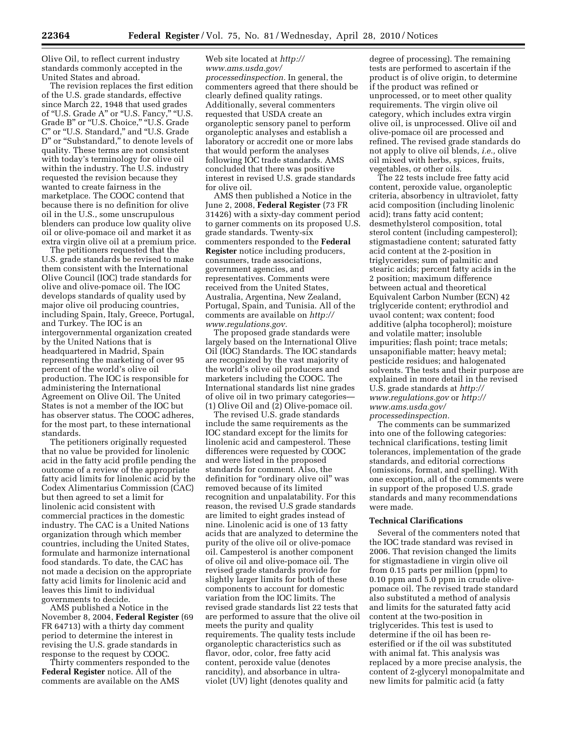Olive Oil, to reflect current industry standards commonly accepted in the United States and abroad.

The revision replaces the first edition of the U.S. grade standards, effective since March 22, 1948 that used grades of "U.S. Grade A" or "U.S. Fancy," "U.S. Grade B" or "U.S. Choice," "U.S. Grade C" or "U.S. Standard," and "U.S. Grade D" or "Substandard," to denote levels of quality. These terms are not consistent with today's terminology for olive oil within the industry. The U.S. industry requested the revision because they wanted to create fairness in the marketplace. The COOC contend that because there is no definition for olive oil in the U.S., some unscrupulous blenders can produce low quality olive oil or olive-pomace oil and market it as extra virgin olive oil at a premium price.

The petitioners requested that the U.S. grade standards be revised to make them consistent with the International Olive Council (IOC) trade standards for olive and olive-pomace oil. The IOC develops standards of quality used by major olive oil producing countries, including Spain, Italy, Greece, Portugal, and Turkey. The IOC is an intergovernmental organization created by the United Nations that is headquartered in Madrid, Spain representing the marketing of over 95 percent of the world's olive oil production. The IOC is responsible for administering the International Agreement on Olive Oil. The United States is not a member of the IOC but has observer status. The COOC adheres, for the most part, to these international standards.

The petitioners originally requested that no value be provided for linolenic acid in the fatty acid profile pending the outcome of a review of the appropriate fatty acid limits for linolenic acid by the Codex Alimentarius Commission (CAC) but then agreed to set a limit for linolenic acid consistent with commercial practices in the domestic industry. The CAC is a United Nations organization through which member countries, including the United States, formulate and harmonize international food standards. To date, the CAC has not made a decision on the appropriate fatty acid limits for linolenic acid and leaves this limit to individual governments to decide.

AMS published a Notice in the November 8, 2004, **Federal Register** (69 FR 64713) with a thirty day comment period to determine the interest in revising the U.S. grade standards in response to the request by COOC.

Thirty commenters responded to the **Federal Register** notice. All of the comments are available on the AMS Web site located at *http://www.ams.usda.gov/processedinspection.* In general, the commenters agreed that there should be clearly defined quality ratings. Additionally, several commenters requested that USDA create an organoleptic sensory panel to perform organoleptic analyses and establish a laboratory or accredit one or more labs that would perform the analyses following IOC trade standards. AMS concluded that there was positive interest in revised U.S. grade standards for olive oil.

AMS then published a Notice in the June 2, 2008, **Federal Register** (73 FR 31426) with a sixty-day comment period to garner comments on its proposed U.S. grade standards. Twenty-six commenters responded to the **Federal Register** notice including producers, consumers, trade associations, government agencies, and representatives. Comments were received from the United States, Australia, Argentina, New Zealand, Portugal, Spain, and Tunisia. All of the comments are available on *http://www.regulations.gov.*

The proposed grade standards were largely based on the International Olive Oil (IOC) Standards. The IOC standards are recognized by the vast majority of the world's olive oil producers and marketers including the COOC. The International standards list nine grades of olive oil in two primary categories—(1) Olive Oil and (2) Olive-pomace oil.

The revised U.S. grade standards include the same requirements as the IOC standard except for the limits for linolenic acid and campesterol. These differences were requested by COOC and were listed in the proposed standards for comment. Also, the definition for "ordinary olive oil" was removed because of its limited recognition and unpalatability. For this reason, the revised U.S grade standards are limited to eight grades instead of nine. Linolenic acid is one of 13 fatty acids that are analyzed to determine the purity of the olive oil or olive-pomace oil. Campesterol is another component of olive oil and olive-pomace oil. The revised grade standards provide for slightly larger limits for both of these components to account for domestic variation from the IOC limits. The revised grade standards list 22 tests that are performed to assure that the olive oil meets the purity and quality requirements. The quality tests include organoleptic characteristics such as flavor, odor, color, free fatty acid content, peroxide value (denotes rancidity), and absorbance in ultra-violet (UV) light (denotes quality and degree of processing). The remaining tests are performed to ascertain if the product is of olive origin, to determine if the product was refined or unprocessed, or to meet other quality requirements. The virgin olive oil category, which includes extra virgin olive oil, is unprocessed. Olive oil and olive-pomace oil are processed and refined. The revised grade standards do not apply to olive oil blends, *i.e.,* olive oil mixed with herbs, spices, fruits, vegetables, or other oils.

The 22 tests include free fatty acid content, peroxide value, organoleptic criteria, absorbency in ultraviolet, fatty acid composition (including linolenic acid); trans fatty acid content; desmethylsterol composition, total sterol content (including campesterol); stigmastadiene content; saturated fatty acid content at the 2-position in triglycerides; sum of palmitic and stearic acids; percent fatty acids in the 2 position; maximum difference between actual and theoretical Equivalent Carbon Number (ECN) 42 triglyceride content; erythrodiol and uvaol content; wax content; food additive (alpha tocopherol); moisture and volatile matter; insoluble impurities; flash point; trace metals; unsaponifiable matter; heavy metal; pesticide residues; and halogenated solvents. The tests and their purpose are explained in more detail in the revised U.S. grade standards at *http://www.regulations.gov* or *http://www.ams.usda.gov/processedinspection.*

The comments can be summarized into one of the following categories: technical clarifications, testing limit tolerances, implementation of the grade standards, and editorial corrections (omissions, format, and spelling). With one exception, all of the comments were in support of the proposed U.S. grade standards and many recommendations were made.

**Technical Clarifications**

Several of the commenters noted that the IOC trade standard was revised in 2006. That revision changed the limits for stigmastadiene in virgin olive oil from 0.15 parts per million (ppm) to 0.10 ppm and 5.0 ppm in crude olive-pomace oil. The revised trade standard also substituted a method of analysis and limits for the saturated fatty acid content at the two-position in triglycerides. This test is used to determine if the oil has been re-esterified or if the oil was substituted with animal fat. This analysis was replaced by a more precise analysis, the content of 2-glyceryl monopalmitate and new limits for palmitic acid (a fatty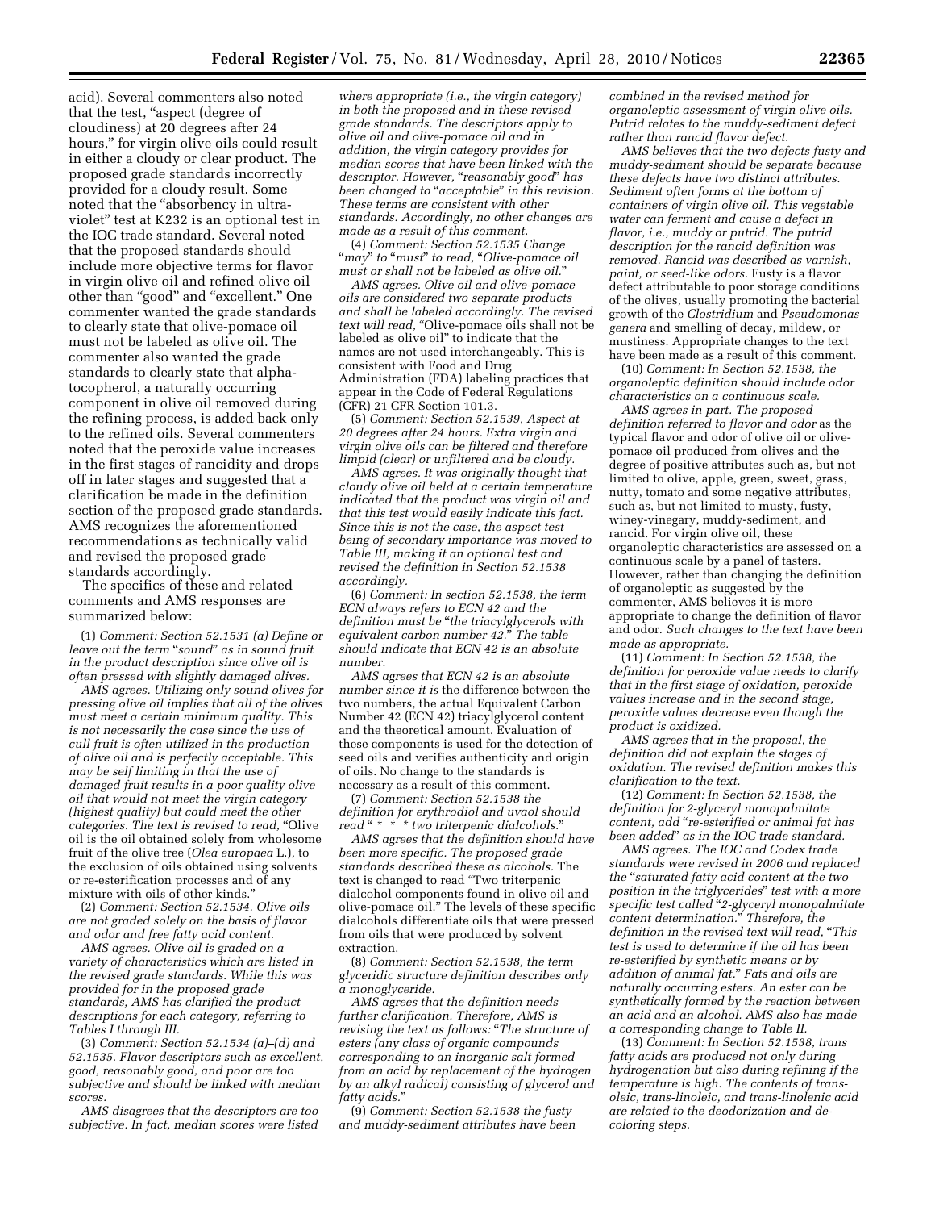acid). Several commenters also noted that the test, "aspect (degree of cloudiness) at 20 degrees after 24 hours," for virgin olive oils could result in either a cloudy or clear product. The proposed grade standards incorrectly provided for a cloudy result. Some noted that the "absorbency in ultra-violet" test at K232 is an optional test in the IOC trade standard. Several noted that the proposed standards should include more objective terms for flavor in virgin olive oil and refined olive oil other than "good" and "excellent." One commenter wanted the grade standards to clearly state that olive-pomace oil must not be labeled as olive oil. The commenter also wanted the grade standards to clearly state that alpha-tocopherol, a naturally occurring component in olive oil removed during the refining process, is added back only to the refined oils. Several commenters noted that the peroxide value increases in the first stages of rancidity and drops off in later stages and suggested that a clarification be made in the definition section of the proposed grade standards. AMS recognizes the aforementioned recommendations as technically valid and revised the proposed grade standards accordingly.

The specifics of these and related comments and AMS responses are summarized below:

(1) *Comment: Section 52.1531 (a) Define or leave out the term "sound" as in sound fruit in the product description since olive oil is often pressed with slightly damaged olives.*

*AMS agrees. Utilizing only sound olives for pressing olive oil implies that all of the olives must meet a certain minimum quality. This is not necessarily the case since the use of cull fruit is often utilized in the production of olive oil and is perfectly acceptable. This may be self limiting in that the use of damaged fruit results in a poor quality olive oil that would not meet the virgin category (highest quality) but could meet the other categories. The text is revised to read,* "Olive oil is the oil obtained solely from wholesome fruit of the olive tree (*Olea europaea* L.), to the exclusion of oils obtained using solvents or re-esterification processes and of any mixture with oils of other kinds."

(2) *Comment: Section 52.1534. Olive oils are not graded solely on the basis of flavor and odor and free fatty acid content.*

*AMS agrees. Olive oil is graded on a variety of characteristics which are listed in the revised grade standards. While this was provided for in the proposed grade standards, AMS has clarified the product descriptions for each category, referring to Tables I through III.*

(3) *Comment: Section 52.1534 (a)–(d) and 52.1535. Flavor descriptors such as excellent, good, reasonably good, and poor are too subjective and should be linked with median scores.*

*AMS disagrees that the descriptors are too subjective. In fact, median scores were listed where appropriate (i.e., the virgin category) in both the proposed and in these revised grade standards. The descriptors apply to olive oil and olive-pomace oil and in addition, the virgin category provides for median scores that have been linked with the descriptor. However,* "*reasonably good*" *has been changed to* "*acceptable*" *in this revision. These terms are consistent with other standards. Accordingly, no other changes are made as a result of this comment.*

(4) *Comment: Section 52.1535 Change* "*may*" *to* "*must*" *to read,* "*Olive-pomace oil must or shall not be labeled as olive oil.*"

*AMS agrees. Olive oil and olive-pomace oils are considered two separate products and shall be labeled accordingly. The revised text will read,* "Olive-pomace oils shall not be labeled as olive oil" to indicate that the names are not used interchangeably. This is consistent with Food and Drug Administration (FDA) labeling practices that appear in the Code of Federal Regulations (CFR) 21 CFR Section 101.3.

(5) *Comment: Section 52.1539, Aspect at 20 degrees after 24 hours. Extra virgin and virgin olive oils can be filtered and therefore limpid (clear) or unfiltered and be cloudy.*

*AMS agrees. It was originally thought that cloudy olive oil held at a certain temperature indicated that the product was virgin oil and that this test would easily indicate this fact. Since this is not the case, the aspect test being of secondary importance was moved to Table III, making it an optional test and revised the definition in Section 52.1538 accordingly.*

(6) *Comment: In section 52.1538, the term ECN always refers to ECN 42 and the definition must be* "*the triacylglycerols with equivalent carbon number 42.*" *The table should indicate that ECN 42 is an absolute number.*

*AMS agrees that ECN 42 is an absolute number since it is* the difference between the two numbers, the actual Equivalent Carbon Number 42 (ECN 42) triacylglycerol content and the theoretical amount. Evaluation of these components is used for the detection of seed oils and verifies authenticity and origin of oils. No change to the standards is necessary as a result of this comment.

(7) *Comment: Section 52.1538 the definition for erythrodiol and uvaol should read* " * * * *two triterpenic dialcohols.*"

*AMS agrees that the definition should have been more specific. The proposed grade standards described these as alcohols.* The text is changed to read "Two triterpenic dialcohol components found in olive oil and olive-pomace oil." The levels of these specific dialcohols differentiate oils that were pressed from oils that were produced by solvent extraction.

(8) *Comment: Section 52.1538, the term glyceridic structure definition describes only a monoglyceride.*

*AMS agrees that the definition needs further clarification. Therefore, AMS is revising the text as follows:* "*The structure of esters (any class of organic compounds corresponding to an inorganic salt formed from an acid by replacement of the hydrogen by an alkyl radical) consisting of glycerol and fatty acids.*"

(9) *Comment: Section 52.1538 the fusty and muddy-sediment attributes have been combined in the revised method for organoleptic assessment of virgin olive oils. Putrid relates to the muddy-sediment defect rather than rancid flavor defect.*

*AMS believes that the two defects fusty and muddy-sediment should be separate because these defects have two distinct attributes. Sediment often forms at the bottom of containers of virgin olive oil. This vegetable water can ferment and cause a defect in flavor, i.e., muddy or putrid. The putrid description for the rancid definition was removed. Rancid was described as varnish, paint, or seed-like odors. Fusty is a flavor defect attributable to poor storage conditions of the olives, usually promoting the bacterial growth of the Clostridium and Pseudomonas genera and smelling of decay, mildew, or mustiness. Appropriate changes to the text have been made as a result of this comment.*

(10) *Comment: In Section 52.1538, the organoleptic definition should include odor characteristics on a continuous scale.*

*AMS agrees in part. The proposed definition referred to flavor and odor* as the typical flavor and odor of olive oil or olive-pomace oil produced from olives and the degree of positive attributes such as, but not limited to, olive, apple, green, sweet, grass, nutty, tomato and some negative attributes, such as, but not limited to musty, fusty, winey-vinegary, muddy-sediment, and rancid. For virgin olive oil, these organoleptic characteristics are assessed on a continuous scale by a panel of tasters. However, rather than changing the definition of organoleptic as suggested by the commenter, AMS believes it is more appropriate to change the definition of flavor and odor. *Such changes to the text have been made as appropriate.*

(11) *Comment: In Section 52.1538, the definition for peroxide value needs to clarify that in the first stage of oxidation, peroxide values increase and in the second stage, peroxide values decrease even though the product is oxidized.*

*AMS agrees that in the proposal, the definition did not explain the stages of oxidation. The revised definition makes this clarification to the text.*

(12) *Comment: In Section 52.1538, the definition for 2-glyceryl monopalmitate content, add* "*re-esterified or animal fat has been added*" *as in the IOC trade standard.*

*AMS agrees. The IOC and Codex trade standards were revised in 2006 and replaced the* "*saturated fatty acid content at the two position in the triglycerides*" *test with a more specific test called* "*2-glyceryl monopalmitate content determination.*" *Therefore, the definition in the revised text will read,* "*This test is used to determine if the oil has been re-esterified by synthetic means or by addition of animal fat.*" *Fats and oils are naturally occurring esters. An ester can be synthetically formed by the reaction between an acid and an alcohol. AMS also has made a corresponding change to Table II.*

(13) *Comment: In Section 52.1538, trans fatty acids are produced not only during hydrogenation but also during refining if the temperature is high. The contents of trans-oleic, trans-linoleic, and trans-linolenic acid are related to the deodorization and de-coloring steps.*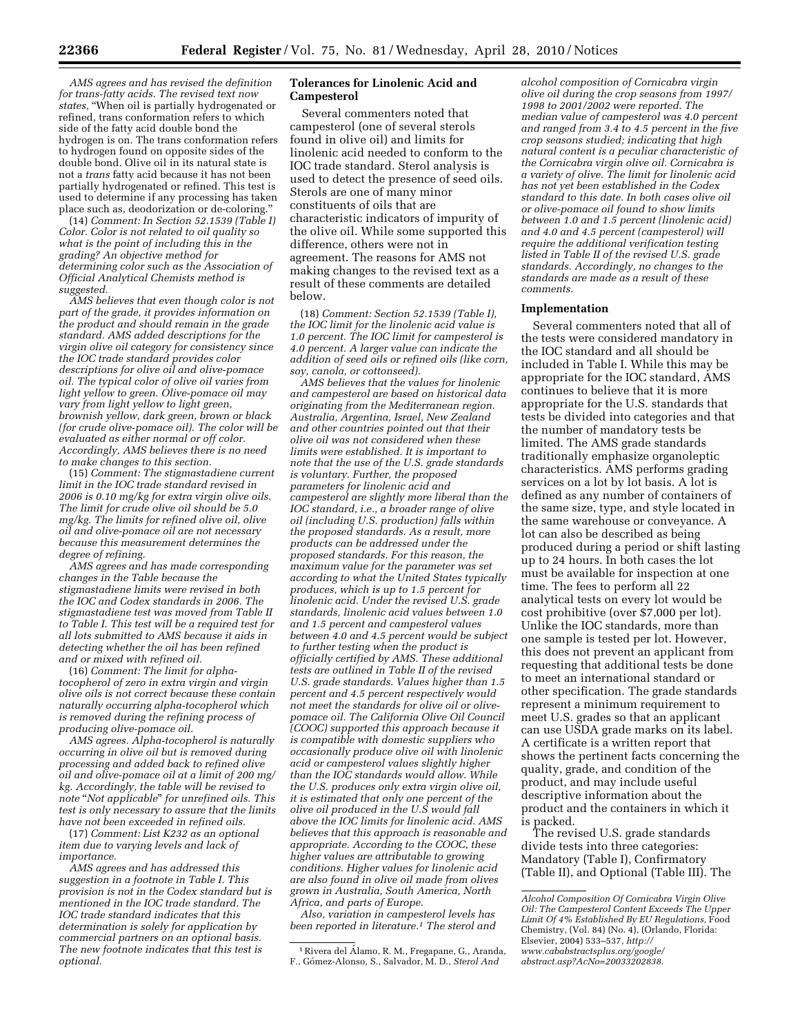*AMS agrees and has revised the definition for trans-fatty acids. The revised text now states,* "When oil is partially hydrogenated or refined, trans conformation refers to which side of the fatty acid double bond the hydrogen is on. The trans conformation refers to hydrogen found on opposite sides of the double bond. Olive oil in its natural state is not a *trans* fatty acid because it has not been partially hydrogenated or refined. This test is used to determine if any processing has taken place such as, deodorization or de-coloring."

(14) *Comment: In Section 52.1539 (Table I) Color. Color is not related to oil quality so what is the point of including this in the grading? An objective method for determining color such as the Association of Official Analytical Chemists method is suggested.*

*AMS believes that even though color is not part of the grade, it provides information on the product and should remain in the grade standard. AMS added descriptions for the virgin olive oil category for consistency since the IOC trade standard provides color descriptions for olive oil and olive-pomace oil. The typical color of olive oil varies from light yellow to green. Olive-pomace oil may vary from light yellow to light green, brownish yellow, dark green, brown or black (for crude olive-pomace oil). The color will be evaluated as either normal or off color. Accordingly, AMS believes there is no need to make changes to this section.*

(15) *Comment: The stigmastadiene current limit in the IOC trade standard revised in 2006 is 0.10 mg/kg for extra virgin olive oils. The limit for crude olive oil should be 5.0 mg/kg. The limits for refined olive oil, olive oil and olive-pomace oil are not necessary because this measurement determines the degree of refining.*

*AMS agrees and has made corresponding changes in the Table because the stigmastadiene limits were revised in both the IOC and Codex standards in 2006. The stigmastadiene test was moved from Table II to Table I. This test will be a required test for all lots submitted to AMS because it aids in detecting whether the oil has been refined and or mixed with refined oil.*

(16) *Comment: The limit for alpha-tocopherol of zero in extra virgin and virgin olive oils is not correct because these contain naturally occurring alpha-tocopherol which is removed during the refining process of producing olive-pomace oil.*

*AMS agrees. Alpha-tocopherol is naturally occurring in olive oil but is removed during processing and added back to refined olive oil and olive-pomace oil at a limit of 200 mg/kg. Accordingly, the table will be revised to note* "*Not applicable*" *for unrefined oils. This test is only necessary to assure that the limits have not been exceeded in refined oils.*

(17) *Comment: List K232 as an optional item due to varying levels and lack of importance.*

*AMS agrees and has addressed this suggestion in a footnote in Table I. This provision is not in the Codex standard but is mentioned in the IOC trade standard. The IOC trade standard indicates that this determination is solely for application by commercial partners on an optional basis. The new footnote indicates that this test is optional.*

**Tolerances for Linolenic Acid and Campesterol**

Several commenters noted that campesterol (one of several sterols found in olive oil) and limits for linolenic acid needed to conform to the IOC trade standard. Sterol analysis is used to detect the presence of seed oils. Sterols are one of many minor constituents of oils that are characteristic indicators of impurity of the olive oil. While some supported this difference, others were not in agreement. The reasons for AMS not making changes to the revised text as a result of these comments are detailed below.

(18) *Comment: Section 52.1539 (Table I), the IOC limit for the linolenic acid value is 1.0 percent. The IOC limit for campesterol is 4.0 percent. A larger value can indicate the addition of seed oils or refined oils (like corn, soy, canola, or cottonseed).*

*AMS believes that the values for linolenic and campesterol are based on historical data originating from the Mediterranean region. Australia, Argentina, Israel, New Zealand and other countries pointed out that their olive oil was not considered when these limits were established. It is important to note that the use of the U.S. grade standards is voluntary. Further, the proposed parameters for linolenic acid and campesterol are slightly more liberal than the IOC standard, i.e., a broader range of olive oil (including U.S. production) falls within the proposed standards. As a result, more products can be addressed under the proposed standards. For this reason, the maximum value for the parameter was set according to what the United States typically produces, which is up to 1.5 percent for linolenic acid. Under the revised U.S. grade standards, linolenic acid values between 1.0 and 1.5 percent and campesterol values between 4.0 and 4.5 percent would be subject to further testing when the product is officially certified by AMS. These additional tests are outlined in Table II of the revised U.S. grade standards. Values higher than 1.5 percent and 4.5 percent respectively would not meet the standards for olive oil or olive-pomace oil. The California Olive Oil Council (COOC) supported this approach because it is compatible with domestic suppliers who occasionally produce olive oil with linolenic acid or campesterol values slightly higher than the IOC standards would allow. While the U.S. produces only extra virgin olive oil, it is estimated that only one percent of the olive oil produced in the U.S would fall above the IOC limits for linolenic acid. AMS believes that this approach is reasonable and appropriate. According to the COOC, these higher values are attributable to growing conditions. Higher values for linolenic acid are also found in olive oil made from olives grown in Australia, South America, North Africa, and parts of Europe.*

*Also, variation in campesterol levels has been reported in literature.[1] The sterol and alcohol composition of Cornicabra virgin olive oil during the crop seasons from 1997/1998 to 2001/2002 were reported. The median value of campesterol was 4.0 percent and ranged from 3.4 to 4.5 percent in the five crop seasons studied; indicating that high natural content is a peculiar characteristic of the Cornicabra virgin olive oil. Cornicabra is a variety of olive. The limit for linolenic acid has not yet been established in the Codex standard to this date. In both cases olive oil or olive-pomace oil found to show limits between 1.0 and 1.5 percent (linolenic acid) and 4.0 and 4.5 percent (campesterol) will require the additional verification testing listed in Table II of the revised U.S. grade standards. Accordingly, no changes to the standards are made as a result of these comments.*

**Implementation**

Several commenters noted that all of the tests were considered mandatory in the IOC standard and all should be included in Table I. While this may be appropriate for the IOC standard, AMS continues to believe that it is more appropriate for the U.S. standards that tests be divided into categories and that the number of mandatory tests be limited. The AMS grade standards traditionally emphasize organoleptic characteristics. AMS performs grading services on a lot by lot basis. A lot is defined as any number of containers of the same size, type, and style located in the same warehouse or conveyance. A lot can also be described as being produced during a period or shift lasting up to 24 hours. In both cases the lot must be available for inspection at one time. The fees to perform all 22 analytical tests on every lot would be cost prohibitive (over $7,000 per lot). Unlike the IOC standards, more than one sample is tested per lot. However, this does not prevent an applicant from requesting that additional tests be done to meet an international standard or other specification. The grade standards represent a minimum requirement to meet U.S. grades so that an applicant can use USDA grade marks on its label. A certificate is a written report that shows the pertinent facts concerning the quality, grade, and condition of the product, and may include useful descriptive information about the product and the containers in which it is packed.

The revised U.S. grade standards divide tests into three categories: Mandatory (Table I), Confirmatory (Table II), and Optional (Table III). The

---

[1] Rivera del Álamo, R. M., Fregapane, G., Aranda, F., Gómez-Alonso, S., Salvador, M. D., *Sterol And Alcohol Composition Of Cornicabra Virgin Olive Oil: The Campesterol Content Exceeds The Upper Limit Of 4% Established By EU Regulations,* Food Chemistry, (Vol. 84) (No. 4), (Orlando, Florida: Elsevier, 2004) 533–537, *http://www.cababstractsplus.org/google/abstract.asp?AcNo=20033202838.*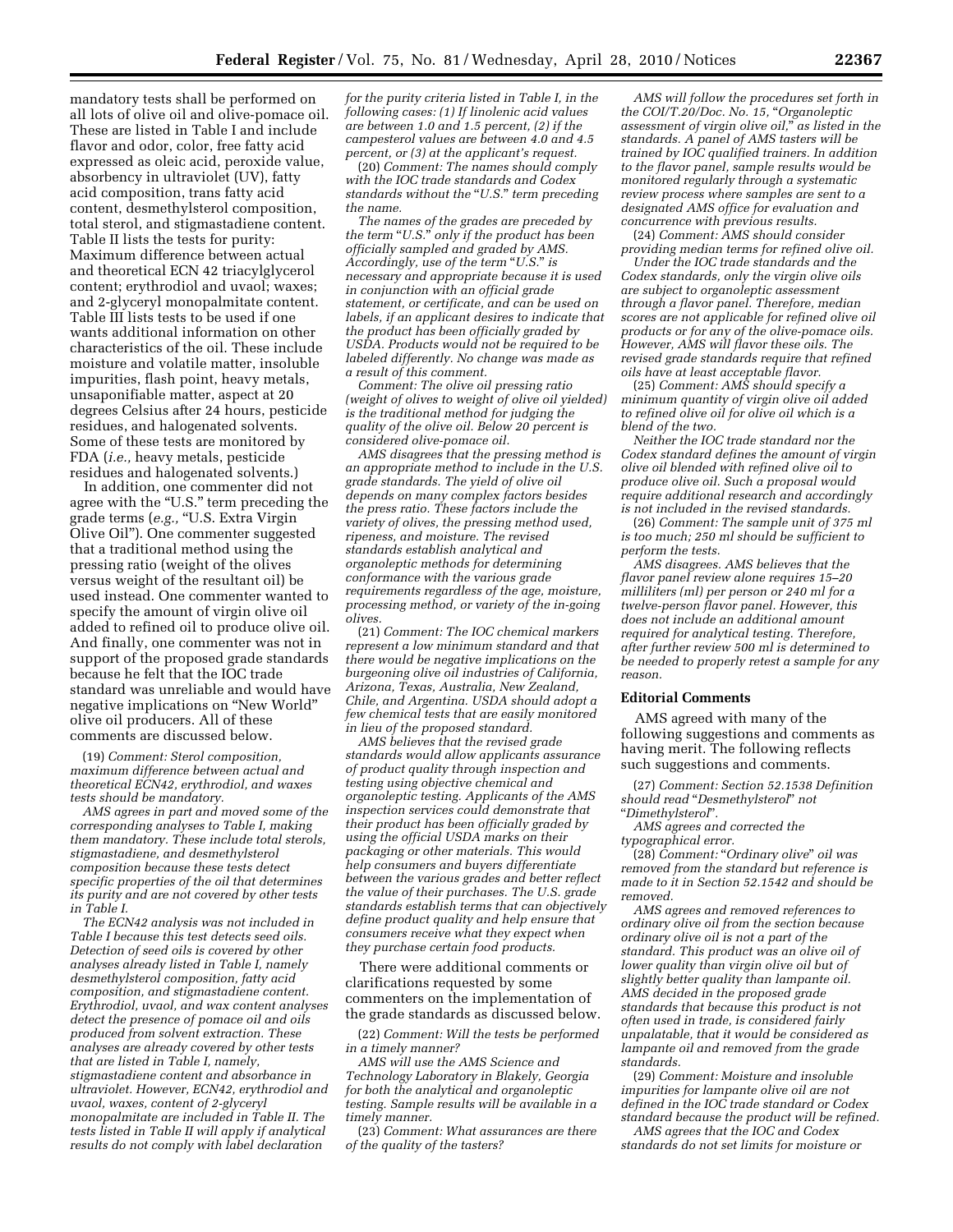mandatory tests shall be performed on all lots of olive oil and olive-pomace oil. These are listed in Table I and include flavor and odor, color, free fatty acid expressed as oleic acid, peroxide value, absorbency in ultraviolet (UV), fatty acid composition, trans fatty acid content, desmethylsterol composition, total sterol, and stigmastadiene content. Table II lists the tests for purity: Maximum difference between actual and theoretical ECN 42 triacylglycerol content; erythrodiol and uvaol; waxes; and 2-glyceryl monopalmitate content. Table III lists tests to be used if one wants additional information on other characteristics of the oil. These include moisture and volatile matter, insoluble impurities, flash point, heavy metals, unsaponifiable matter, aspect at 20 degrees Celsius after 24 hours, pesticide residues, and halogenated solvents. Some of these tests are monitored by FDA (*i.e.,* heavy metals, pesticide residues and halogenated solvents.)

In addition, one commenter did not agree with the "U.S." term preceding the grade terms (*e.g.,* "U.S. Extra Virgin Olive Oil"). One commenter suggested that a traditional method using the pressing ratio (weight of the olives versus weight of the resultant oil) be used instead. One commenter wanted to specify the amount of virgin olive oil added to refined oil to produce olive oil. And finally, one commenter was not in support of the proposed grade standards because he felt that the IOC trade standard was unreliable and would have negative implications on "New World" olive oil producers. All of these comments are discussed below.

(19) *Comment: Sterol composition, maximum difference between actual and theoretical ECN42, erythrodiol, and waxes tests should be mandatory.*

*AMS agrees in part and moved some of the corresponding analyses to Table I, making them mandatory. These include total sterols, stigmastadiene, and desmethylsterol composition because these tests detect specific properties of the oil that determines its purity and are not covered by other tests in Table I.*

*The ECN42 analysis was not included in Table I because this test detects seed oils. Detection of seed oils is covered by other analyses already listed in Table I, namely desmethylsterol composition, fatty acid composition, and stigmastadiene content. Erythrodiol, uvaol, and wax content analyses detect the presence of pomace oil and oils produced from solvent extraction. These analyses are already covered by other tests that are listed in Table I, namely, stigmastadiene content and absorbance in ultraviolet. However, ECN42, erythrodiol and uvaol, waxes, content of 2-glyceryl monopalmitate are included in Table II. The tests listed in Table II will apply if analytical results do not comply with label declaration for the purity criteria listed in Table I, in the following cases: (1) If linolenic acid values are between 1.0 and 1.5 percent, (2) if the campesterol values are between 4.0 and 4.5 percent, or (3) at the applicant's request.*

(20) *Comment: The names should comply with the IOC trade standards and Codex standards without the "U.S." term preceding the name.*

*The names of the grades are preceded by the term "U.S." only if the product has been officially sampled and graded by AMS. Accordingly, use of the term "U.S." is necessary and appropriate because it is used in conjunction with an official grade statement, or certificate, and can be used on labels, if an applicant desires to indicate that the product has been officially graded by USDA. Products would not be required to be labeled differently. No change was made as a result of this comment.*

*Comment: The olive oil pressing ratio (weight of olives to weight of olive oil yielded) is the traditional method for judging the quality of the olive oil. Below 20 percent is considered olive-pomace oil.*

*AMS disagrees that the pressing method is an appropriate method to include in the U.S. grade standards. The yield of olive oil depends on many complex factors besides the press ratio. These factors include the variety of olives, the pressing method used, ripeness, and moisture. The revised standards establish analytical and organoleptic methods for determining conformance with the various grade requirements regardless of the age, moisture, processing method, or variety of the in-going olives.*

(21) *Comment: The IOC chemical markers represent a low minimum standard and that there would be negative implications on the burgeoning olive oil industries of California, Arizona, Texas, Australia, New Zealand, Chile, and Argentina. USDA should adopt a few chemical tests that are easily monitored in lieu of the proposed standard.*

*AMS believes that the revised grade standards would allow applicants assurance of product quality through inspection and testing using objective chemical and organoleptic testing. Applicants of the AMS inspection services could demonstrate that their product has been officially graded by using the official USDA marks on their packaging or other materials. This would help consumers and buyers differentiate between the various grades and better reflect the value of their purchases. The U.S. grade standards establish terms that can objectively define product quality and help ensure that consumers receive what they expect when they purchase certain food products.*

There were additional comments or clarifications requested by some commenters on the implementation of the grade standards as discussed below.

(22) *Comment: Will the tests be performed in a timely manner?*

*AMS will use the AMS Science and Technology Laboratory in Blakely, Georgia for both the analytical and organoleptic testing. Sample results will be available in a timely manner.*

(23) *Comment: What assurances are there of the quality of the tasters?*

*AMS will follow the procedures set forth in the COI/T.20/Doc. No. 15, "Organoleptic assessment of virgin olive oil," as listed in the standards. A panel of AMS tasters will be trained by IOC qualified trainers. In addition to the flavor panel, sample results would be monitored regularly through a systematic review process where samples are sent to a designated AMS office for evaluation and concurrence with previous results.*

(24) *Comment: AMS should consider providing median terms for refined olive oil.*

*Under the IOC trade standards and the Codex standards, only the virgin olive oils are subject to organoleptic assessment through a flavor panel. Therefore, median scores are not applicable for refined olive oil products or for any of the olive-pomace oils. However, AMS will flavor these oils. The revised grade standards require that refined oils have at least acceptable flavor.*

(25) *Comment: AMS should specify a minimum quantity of virgin olive oil added to refined olive oil for olive oil which is a blend of the two.*

*Neither the IOC trade standard nor the Codex standard defines the amount of virgin olive oil blended with refined olive oil to produce olive oil. Such a proposal would require additional research and accordingly is not included in the revised standards.*

(26) *Comment: The sample unit of 375 ml is too much; 250 ml should be sufficient to perform the tests.*

*AMS disagrees. AMS believes that the flavor panel review alone requires 15–20 milliliters (ml) per person or 240 ml for a twelve-person flavor panel. However, this does not include an additional amount required for analytical testing. Therefore, after further review 500 ml is determined to be needed to properly retest a sample for any reason.*

**Editorial Comments**

AMS agreed with many of the following suggestions and comments as having merit. The following reflects such suggestions and comments.

(27) *Comment: Section 52.1538 Definition should read "Desmethylsterol" not "Dimethylsterol".*

*AMS agrees and corrected the typographical error.*

(28) *Comment: "Ordinary olive" oil was removed from the standard but reference is made to it in Section 52.1542 and should be removed.*

*AMS agrees and removed references to ordinary olive oil from the section because ordinary olive oil is not a part of the standard. This product was an olive oil of lower quality than virgin olive oil but of slightly better quality than lampante oil. AMS decided in the proposed grade standards that because this product is not often used in trade, is considered fairly unpalatable, that it would be considered as lampante oil and removed from the grade standards.*

(29) *Comment: Moisture and insoluble impurities for lampante olive oil are not defined in the IOC trade standard or Codex standard because the product will be refined.*

*AMS agrees that the IOC and Codex standards do not set limits for moisture or*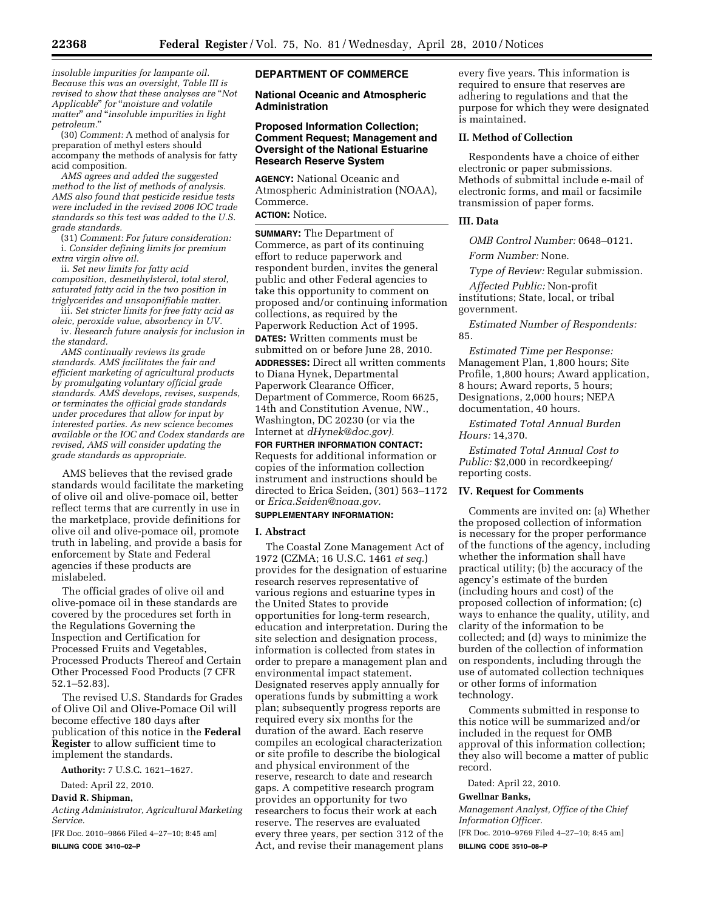*insoluble impurities for lampante oil. Because this was an oversight, Table III is revised to show that these analyses are "Not Applicable" for "moisture and volatile matter" and "insoluble impurities in light petroleum."*

(30) *Comment:* A method of analysis for preparation of methyl esters should accompany the methods of analysis for fatty acid composition.

*AMS agrees and added the suggested method to the list of methods of analysis. AMS also found that pesticide residue tests were included in the revised 2006 IOC trade standards so this test was added to the U.S. grade standards.*

(31) *Comment: For future consideration:*

i. *Consider defining limits for premium extra virgin olive oil.*

ii. *Set new limits for fatty acid composition, desmethylsterol, total sterol, saturated fatty acid in the two position in triglycerides and unsaponifiable matter.*

iii. *Set stricter limits for free fatty acid as oleic, peroxide value, absorbency in UV.*

iv. *Research future analysis for inclusion in the standard.*

*AMS continually reviews its grade standards. AMS facilitates the fair and efficient marketing of agricultural products by promulgating voluntary official grade standards. AMS develops, revises, suspends, or terminates the official grade standards under procedures that allow for input by interested parties. As new science becomes available or the IOC and Codex standards are revised, AMS will consider updating the grade standards as appropriate.*

AMS believes that the revised grade standards would facilitate the marketing of olive oil and olive-pomace oil, better reflect terms that are currently in use in the marketplace, provide definitions for olive oil and olive-pomace oil, promote truth in labeling, and provide a basis for enforcement by State and Federal agencies if these products are mislabeled.

The official grades of olive oil and olive-pomace oil in these standards are covered by the procedures set forth in the Regulations Governing the Inspection and Certification for Processed Fruits and Vegetables, Processed Products Thereof and Certain Other Processed Food Products (7 CFR 52.1–52.83).

The revised U.S. Standards for Grades of Olive Oil and Olive-Pomace Oil will become effective 180 days after publication of this notice in the **Federal Register** to allow sufficient time to implement the standards.

**Authority:** 7 U.S.C. 1621–1627.

Dated: April 22, 2010.

**David R. Shipman,**

*Acting Administrator, Agricultural Marketing Service.*

[FR Doc. 2010–9866 Filed 4–27–10; 8:45 am]

**BILLING CODE 3410–02–P**

## DEPARTMENT OF COMMERCE

### National Oceanic and Atmospheric Administration

### Proposed Information Collection; Comment Request; Management and Oversight of the National Estuarine Research Reserve System

**AGENCY:** National Oceanic and Atmospheric Administration (NOAA), Commerce.

**ACTION:** Notice.

**SUMMARY:** The Department of Commerce, as part of its continuing effort to reduce paperwork and respondent burden, invites the general public and other Federal agencies to take this opportunity to comment on proposed and/or continuing information collections, as required by the Paperwork Reduction Act of 1995.

**DATES:** Written comments must be submitted on or before June 28, 2010.

**ADDRESSES:** Direct all written comments to Diana Hynek, Departmental Paperwork Clearance Officer, Department of Commerce, Room 6625, 14th and Constitution Avenue, NW., Washington, DC 20230 (or via the Internet at *dHynek@doc.gov).*

**FOR FURTHER INFORMATION CONTACT:** Requests for additional information or copies of the information collection instrument and instructions should be directed to Erica Seiden, (301) 563–1172 or *Erica.Seiden@noaa.gov.*

**SUPPLEMENTARY INFORMATION:**

#### I. Abstract

The Coastal Zone Management Act of 1972 (CZMA; 16 U.S.C. 1461 *et seq.*) provides for the designation of estuarine research reserves representative of various regions and estuarine types in the United States to provide opportunities for long-term research, education and interpretation. During the site selection and designation process, information is collected from states in order to prepare a management plan and environmental impact statement. Designated reserves apply annually for operations funds by submitting a work plan; subsequently progress reports are required every six months for the duration of the award. Each reserve compiles an ecological characterization or site profile to describe the biological and physical environment of the reserve, research to date and research gaps. A competitive research program provides an opportunity for two researchers to focus their work at each reserve. The reserves are evaluated every three years, per section 312 of the Act, and revise their management plans every five years. This information is required to ensure that reserves are adhering to regulations and that the purpose for which they were designated is maintained.

#### II. Method of Collection

Respondents have a choice of either electronic or paper submissions. Methods of submittal include e-mail of electronic forms, and mail or facsimile transmission of paper forms.

#### III. Data

*OMB Control Number:* 0648–0121.

*Form Number:* None.

*Type of Review:* Regular submission.

*Affected Public:* Non-profit institutions; State, local, or tribal government.

*Estimated Number of Respondents:* 85.

*Estimated Time per Response:* Management Plan, 1,800 hours; Site Profile, 1,800 hours; Award application, 8 hours; Award reports, 5 hours; Designations, 2,000 hours; NEPA documentation, 40 hours.

*Estimated Total Annual Burden Hours:* 14,370.

*Estimated Total Annual Cost to Public:* $2,000 in recordkeeping/reporting costs.

#### IV. Request for Comments

Comments are invited on: (a) Whether the proposed collection of information is necessary for the proper performance of the functions of the agency, including whether the information shall have practical utility; (b) the accuracy of the agency's estimate of the burden (including hours and cost) of the proposed collection of information; (c) ways to enhance the quality, utility, and clarity of the information to be collected; and (d) ways to minimize the burden of the collection of information on respondents, including through the use of automated collection techniques or other forms of information technology.

Comments submitted in response to this notice will be summarized and/or included in the request for OMB approval of this information collection; they also will become a matter of public record.

Dated: April 22, 2010.

**Gwellnar Banks,**

*Management Analyst, Office of the Chief Information Officer.*

[FR Doc. 2010–9769 Filed 4–27–10; 8:45 am]

**BILLING CODE 3510–08–P**